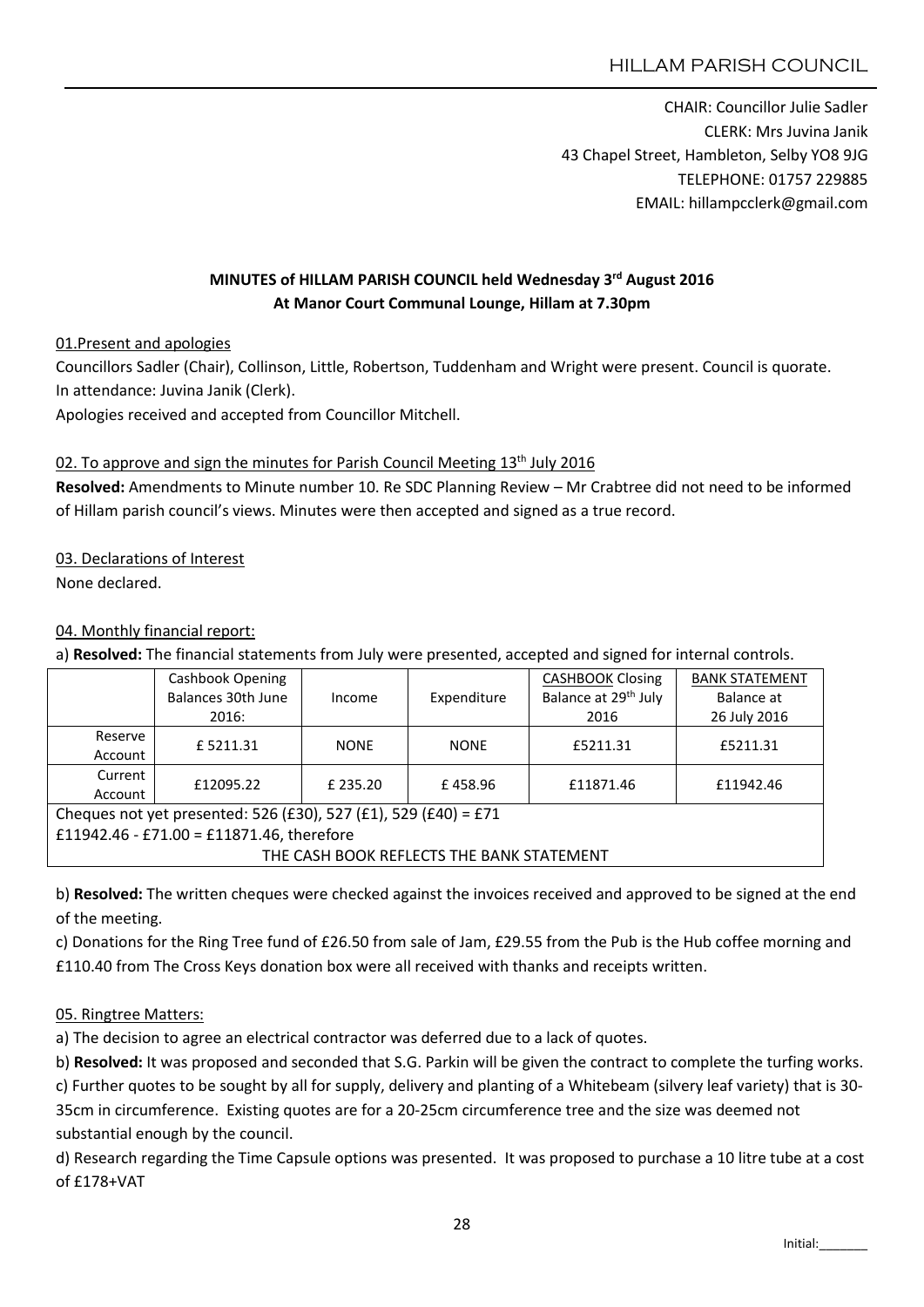# HILLAM PARISH COUNCIL

CHAIR: Councillor Julie Sadler
CLERK: Mrs Juvina Janik
43 Chapel Street, Hambleton, Selby YO8 9JG
TELEPHONE: 01757 229885
EMAIL: hillampcclerk@gmail.com

## MINUTES of HILLAM PARISH COUNCIL held Wednesday 3rd August 2016
## At Manor Court Communal Lounge, Hillam at 7.30pm

01.Present and apologies

Councillors Sadler (Chair), Collinson, Little, Robertson, Tuddenham and Wright were present. Council is quorate.
In attendance: Juvina Janik (Clerk).
Apologies received and accepted from Councillor Mitchell.

02. To approve and sign the minutes for Parish Council Meeting 13th July 2016

**Resolved:** Amendments to Minute number 10. Re SDC Planning Review – Mr Crabtree did not need to be informed of Hillam parish council's views. Minutes were then accepted and signed as a true record.

03. Declarations of Interest

None declared.

04. Monthly financial report:

a) **Resolved:** The financial statements from July were presented, accepted and signed for internal controls.

| | Cashbook Opening Balances 30th June 2016: | Income | Expenditure | CASHBOOK Closing Balance at 29th July 2016 | BANK STATEMENT Balance at 26 July 2016 |
|---|---|---|---|---|---|
| Reserve Account | £ 5211.31 | NONE | NONE | £5211.31 | £5211.31 |
| Current Account | £12095.22 | £ 235.20 | £ 458.96 | £11871.46 | £11942.46 |
| Cheques not yet presented: 526 (£30), 527 (£1), 529 (£40) = £71<br>£11942.46 - £71.00 = £11871.46, therefore<br>THE CASH BOOK REFLECTS THE BANK STATEMENT | | | | | |

b) **Resolved:** The written cheques were checked against the invoices received and approved to be signed at the end of the meeting.

c) Donations for the Ring Tree fund of £26.50 from sale of Jam, £29.55 from the Pub is the Hub coffee morning and £110.40 from The Cross Keys donation box were all received with thanks and receipts written.

05. Ringtree Matters:

a) The decision to agree an electrical contractor was deferred due to a lack of quotes.

b) **Resolved:** It was proposed and seconded that S.G. Parkin will be given the contract to complete the turfing works.

c) Further quotes to be sought by all for supply, delivery and planting of a Whitebeam (silvery leaf variety) that is 30-35cm in circumference. Existing quotes are for a 20-25cm circumference tree and the size was deemed not substantial enough by the council.

d) Research regarding the Time Capsule options was presented. It was proposed to purchase a 10 litre tube at a cost of £178+VAT

Initial:_______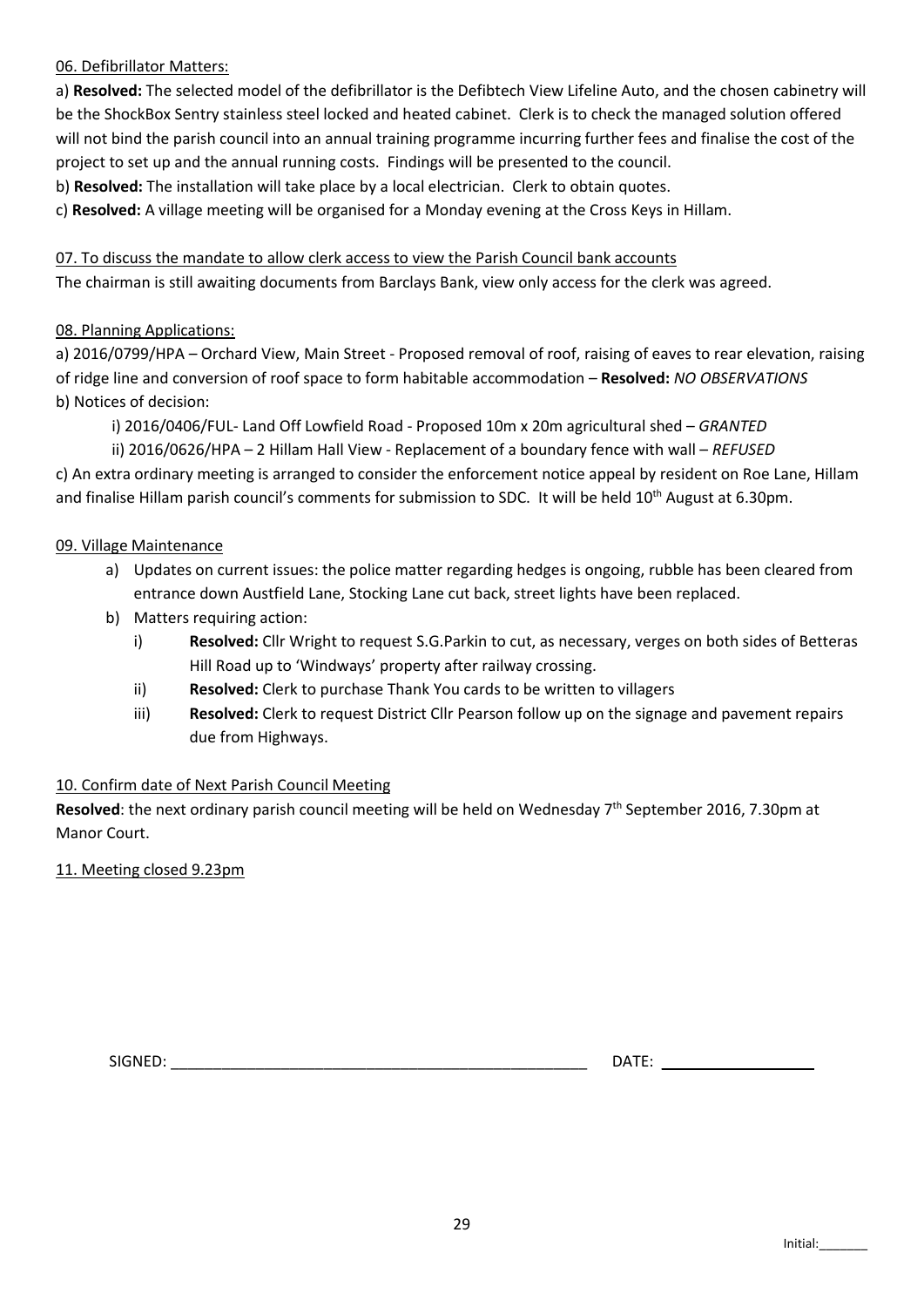06. Defibrillator Matters:

a) **Resolved:** The selected model of the defibrillator is the Defibtech View Lifeline Auto, and the chosen cabinetry will be the ShockBox Sentry stainless steel locked and heated cabinet. Clerk is to check the managed solution offered will not bind the parish council into an annual training programme incurring further fees and finalise the cost of the project to set up and the annual running costs. Findings will be presented to the council.

b) **Resolved:** The installation will take place by a local electrician. Clerk to obtain quotes.

c) **Resolved:** A village meeting will be organised for a Monday evening at the Cross Keys in Hillam.

07. To discuss the mandate to allow clerk access to view the Parish Council bank accounts

The chairman is still awaiting documents from Barclays Bank, view only access for the clerk was agreed.

08. Planning Applications:

a) 2016/0799/HPA – Orchard View, Main Street - Proposed removal of roof, raising of eaves to rear elevation, raising of ridge line and conversion of roof space to form habitable accommodation – **Resolved:** *NO OBSERVATIONS*

b) Notices of decision:

i) 2016/0406/FUL- Land Off Lowfield Road - Proposed 10m x 20m agricultural shed – *GRANTED*

ii) 2016/0626/HPA – 2 Hillam Hall View - Replacement of a boundary fence with wall – *REFUSED*

c) An extra ordinary meeting is arranged to consider the enforcement notice appeal by resident on Roe Lane, Hillam and finalise Hillam parish council's comments for submission to SDC. It will be held 10th August at 6.30pm.

09. Village Maintenance

a) Updates on current issues: the police matter regarding hedges is ongoing, rubble has been cleared from entrance down Austfield Lane, Stocking Lane cut back, street lights have been replaced.

b) Matters requiring action:

   i) **Resolved:** Cllr Wright to request S.G.Parkin to cut, as necessary, verges on both sides of Betteras Hill Road up to 'Windways' property after railway crossing.

   ii) **Resolved:** Clerk to purchase Thank You cards to be written to villagers

   iii) **Resolved:** Clerk to request District Cllr Pearson follow up on the signage and pavement repairs due from Highways.

10. Confirm date of Next Parish Council Meeting

**Resolved**: the next ordinary parish council meeting will be held on Wednesday 7th September 2016, 7.30pm at Manor Court.

11. Meeting closed 9.23pm

SIGNED: ____________________________________________ DATE: ________________

Initial:______